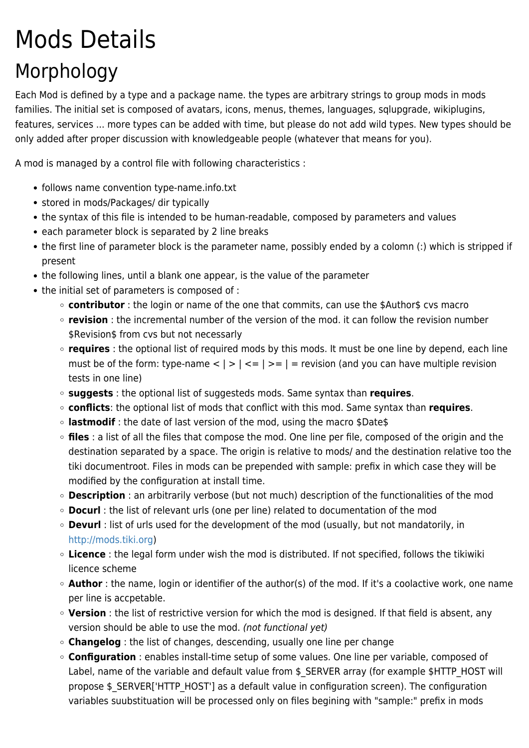# Mods Details

## Morphology

Each Mod is defined by a type and a package name. the types are arbitrary strings to group mods in mods families. The initial set is composed of avatars, icons, menus, themes, languages, sqlupgrade, wikiplugins, features, services ... more types can be added with time, but please do not add wild types. New types should be only added after proper discussion with knowledgeable people (whatever that means for you).

A mod is managed by a control file with following characteristics :

- follows name convention type-name.info.txt
- stored in mods/Packages/ dir typically
- the syntax of this file is intended to be human-readable, composed by parameters and values
- each parameter block is separated by 2 line breaks
- the first line of parameter block is the parameter name, possibly ended by a colomn (:) which is stripped if present
- the following lines, until a blank one appear, is the value of the parameter
- the initial set of parameters is composed of :
  - **contributor** : the login or name of the one that commits, can use the $Author$ cvs macro
  - **revision** : the incremental number of the version of the mod. it can follow the revision number $Revision$ from cvs but not necessarly
  - **requires** : the optional list of required mods by this mods. It must be one line by depend, each line must be of the form: type-name < | > | <= | >= | = revision (and you can have multiple revision tests in one line)
  - **suggests** : the optional list of suggesteds mods. Same syntax than **requires**.
  - **conflicts**: the optional list of mods that conflict with this mod. Same syntax than **requires**.
  - **lastmodif** : the date of last version of the mod, using the macro $Date$
  - **files** : a list of all the files that compose the mod. One line per file, composed of the origin and the destination separated by a space. The origin is relative to mods/ and the destination relative too the tiki documentroot. Files in mods can be prepended with sample: prefix in which case they will be modified by the configuration at install time.
  - **Description** : an arbitrarily verbose (but not much) description of the functionalities of the mod
  - **Docurl** : the list of relevant urls (one per line) related to documentation of the mod
  - **Devurl** : list of urls used for the development of the mod (usually, but not mandatorily, in http://mods.tiki.org)
  - **Licence** : the legal form under wish the mod is distributed. If not specified, follows the tikiwiki licence scheme
  - **Author** : the name, login or identifier of the author(s) of the mod. If it's a coolactive work, one name per line is accpetable.
  - **Version** : the list of restrictive version for which the mod is designed. If that field is absent, any version should be able to use the mod. *(not functional yet)*
  - **Changelog** : the list of changes, descending, usually one line per change
  - **Configuration** : enables install-time setup of some values. One line per variable, composed of Label, name of the variable and default value from $_SERVER array (for example $HTTP_HOST will propose $_SERVER['HTTP_HOST'] as a default value in configuration screen). The configuration variables suubstituation will be processed only on files begining with "sample:" prefix in mods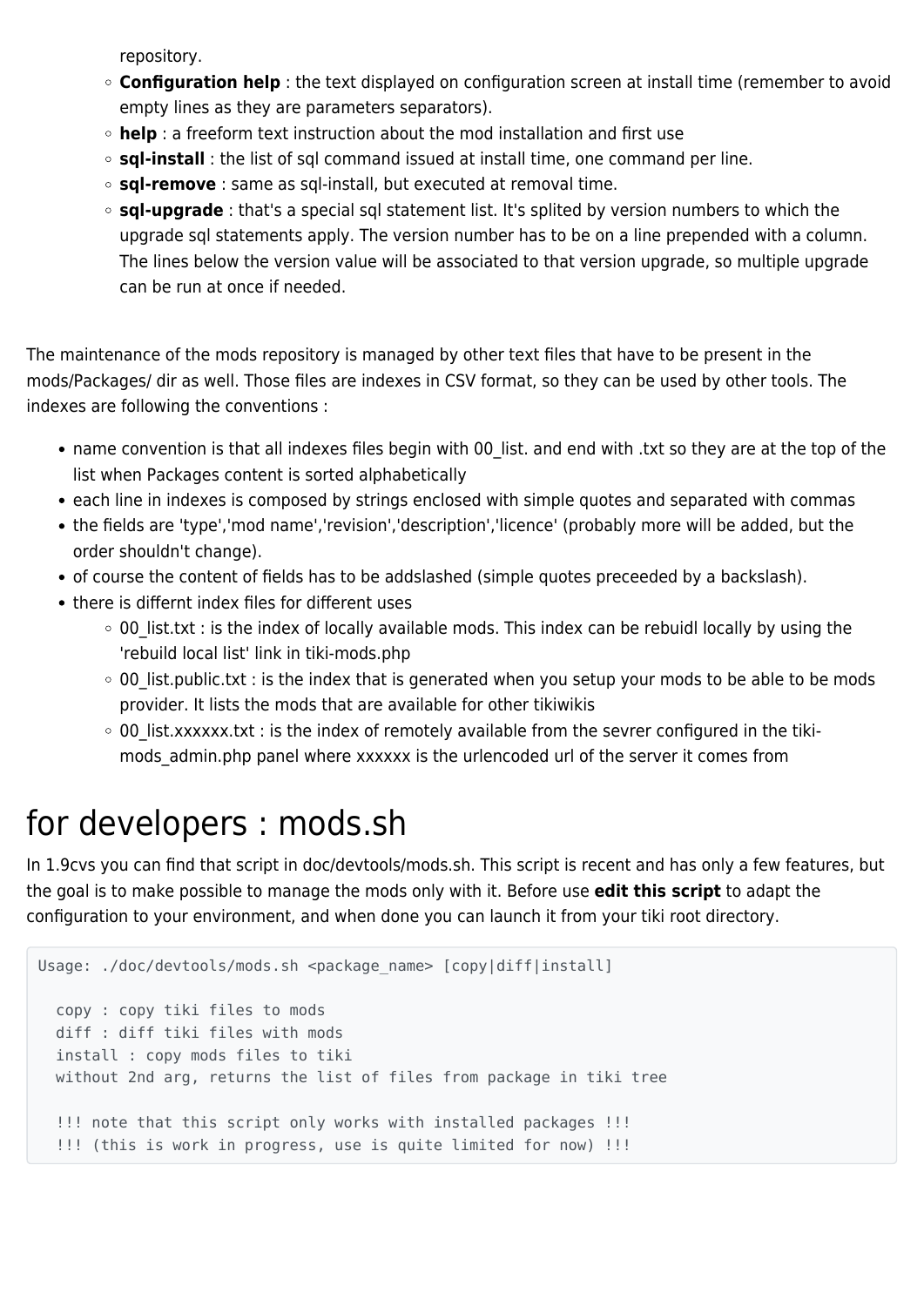repository.

  - **Configuration help** : the text displayed on configuration screen at install time (remember to avoid empty lines as they are parameters separators).
  - **help** : a freeform text instruction about the mod installation and first use
  - **sql-install** : the list of sql command issued at install time, one command per line.
  - **sql-remove** : same as sql-install, but executed at removal time.
  - **sql-upgrade** : that's a special sql statement list. It's splited by version numbers to which the upgrade sql statements apply. The version number has to be on a line prepended with a column. The lines below the version value will be associated to that version upgrade, so multiple upgrade can be run at once if needed.

The maintenance of the mods repository is managed by other text files that have to be present in the mods/Packages/ dir as well. Those files are indexes in CSV format, so they can be used by other tools. The indexes are following the conventions :

- name convention is that all indexes files begin with 00_list. and end with .txt so they are at the top of the list when Packages content is sorted alphabetically
- each line in indexes is composed by strings enclosed with simple quotes and separated with commas
- the fields are 'type','mod name','revision','description','licence' (probably more will be added, but the order shouldn't change).
- of course the content of fields has to be addslashed (simple quotes preceeded by a backslash).
- there is differnt index files for different uses
  - 00_list.txt : is the index of locally available mods. This index can be rebuidl locally by using the 'rebuild local list' link in tiki-mods.php
  - 00_list.public.txt : is the index that is generated when you setup your mods to be able to be mods provider. It lists the mods that are available for other tikiwikis
  - 00_list.xxxxxx.txt : is the index of remotely available from the sevrer configured in the tiki-mods_admin.php panel where xxxxxx is the urlencoded url of the server it comes from

# for developers : mods.sh

In 1.9cvs you can find that script in doc/devtools/mods.sh. This script is recent and has only a few features, but the goal is to make possible to manage the mods only with it. Before use **edit this script** to adapt the configuration to your environment, and when done you can launch it from your tiki root directory.

```
Usage: ./doc/devtools/mods.sh <package_name> [copy|diff|install]

  copy : copy tiki files to mods
  diff : diff tiki files with mods
  install : copy mods files to tiki
  without 2nd arg, returns the list of files from package in tiki tree

  !!! note that this script only works with installed packages !!!
  !!! (this is work in progress, use is quite limited for now) !!!
```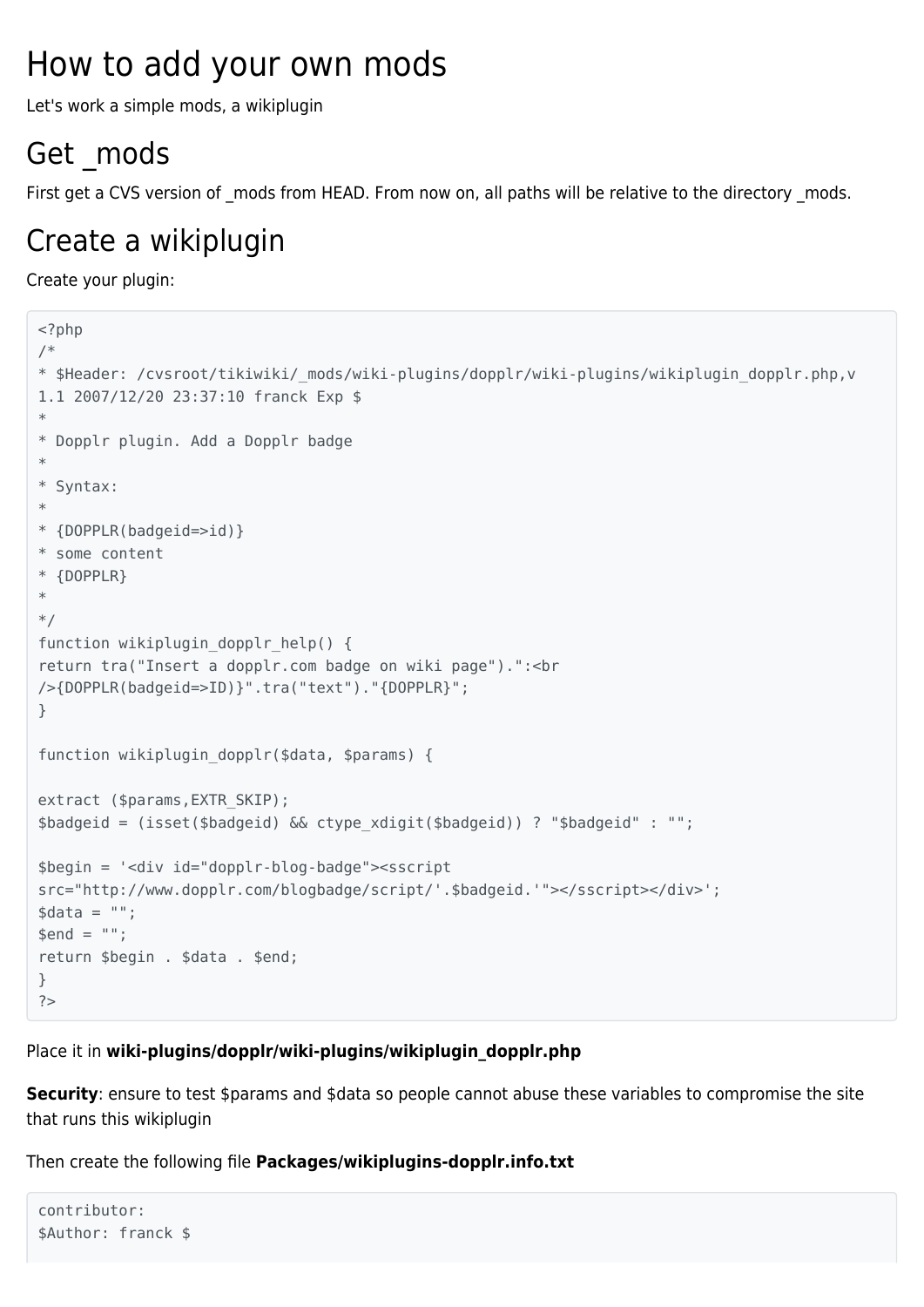# How to add your own mods

Let's work a simple mods, a wikiplugin

## Get _mods

First get a CVS version of _mods from HEAD. From now on, all paths will be relative to the directory _mods.

## Create a wikiplugin

Create your plugin:

```
<?php
/*
* $Header: /cvsroot/tikiwiki/_mods/wiki-plugins/dopplr/wiki-plugins/wikiplugin_dopplr.php,v
1.1 2007/12/20 23:37:10 franck Exp $
*
* Dopplr plugin. Add a Dopplr badge
*
* Syntax:
*
* {DOPPLR(badgeid=>id)}
* some content
* {DOPPLR}
*
*/
function wikiplugin_dopplr_help() {
return tra("Insert a dopplr.com badge on wiki page").":<br
/>{DOPPLR(badgeid=>ID)}".tra("text")."{DOPPLR}";
}

function wikiplugin_dopplr($data, $params) {

extract ($params,EXTR_SKIP);
$badgeid = (isset($badgeid) && ctype_xdigit($badgeid)) ? "$badgeid" : "";

$begin = '<div id="dopplr-blog-badge"><sscript
src="http://www.dopplr.com/blogbadge/script/'.$badgeid.'"></sscript></div>';
$data = "";
$end = "";
return $begin . $data . $end;
}
?>
```

Place it in **wiki-plugins/dopplr/wiki-plugins/wikiplugin_dopplr.php**

**Security**: ensure to test $params and $data so people cannot abuse these variables to compromise the site that runs this wikiplugin

Then create the following file **Packages/wikiplugins-dopplr.info.txt**

```
contributor:
$Author: franck $
```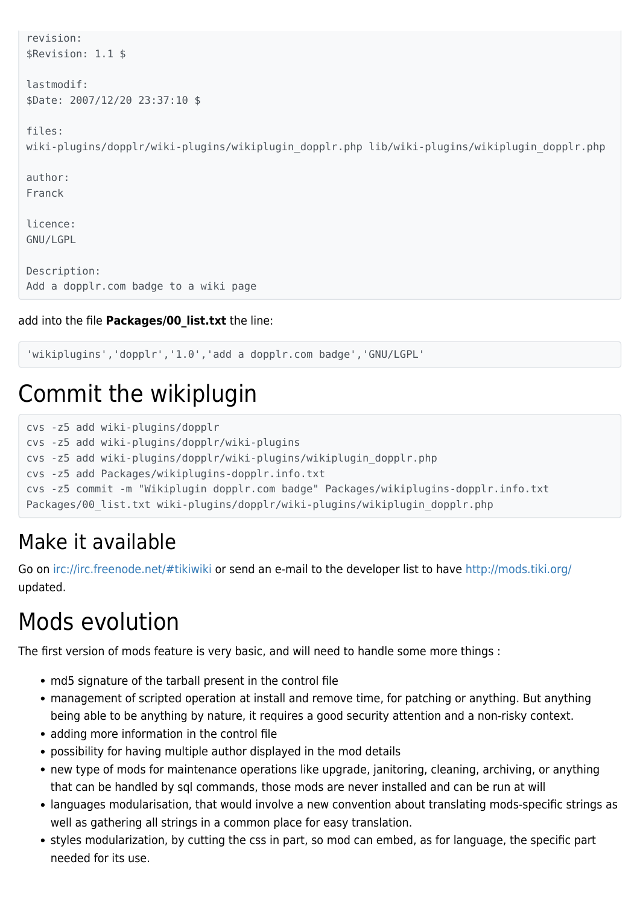```
revision:
$Revision: 1.1 $

lastmodif:
$Date: 2007/12/20 23:37:10 $

files:
wiki-plugins/dopplr/wiki-plugins/wikiplugin_dopplr.php lib/wiki-plugins/wikiplugin_dopplr.php

author:
Franck

licence:
GNU/LGPL

Description:
Add a dopplr.com badge to a wiki page
```

add into the file **Packages/00_list.txt** the line:

```
'wikiplugins','dopplr','1.0','add a dopplr.com badge','GNU/LGPL'
```

# Commit the wikiplugin

```
cvs -z5 add wiki-plugins/dopplr
cvs -z5 add wiki-plugins/dopplr/wiki-plugins
cvs -z5 add wiki-plugins/dopplr/wiki-plugins/wikiplugin_dopplr.php
cvs -z5 add Packages/wikiplugins-dopplr.info.txt
cvs -z5 commit -m "Wikiplugin dopplr.com badge" Packages/wikiplugins-dopplr.info.txt
Packages/00_list.txt wiki-plugins/dopplr/wiki-plugins/wikiplugin_dopplr.php
```

## Make it available

Go on irc://irc.freenode.net/#tikiwiki or send an e-mail to the developer list to have http://mods.tiki.org/ updated.

# Mods evolution

The first version of mods feature is very basic, and will need to handle some more things :

- md5 signature of the tarball present in the control file
- management of scripted operation at install and remove time, for patching or anything. But anything being able to be anything by nature, it requires a good security attention and a non-risky context.
- adding more information in the control file
- possibility for having multiple author displayed in the mod details
- new type of mods for maintenance operations like upgrade, janitoring, cleaning, archiving, or anything that can be handled by sql commands, those mods are never installed and can be run at will
- languages modularisation, that would involve a new convention about translating mods-specific strings as well as gathering all strings in a common place for easy translation.
- styles modularization, by cutting the css in part, so mod can embed, as for language, the specific part needed for its use.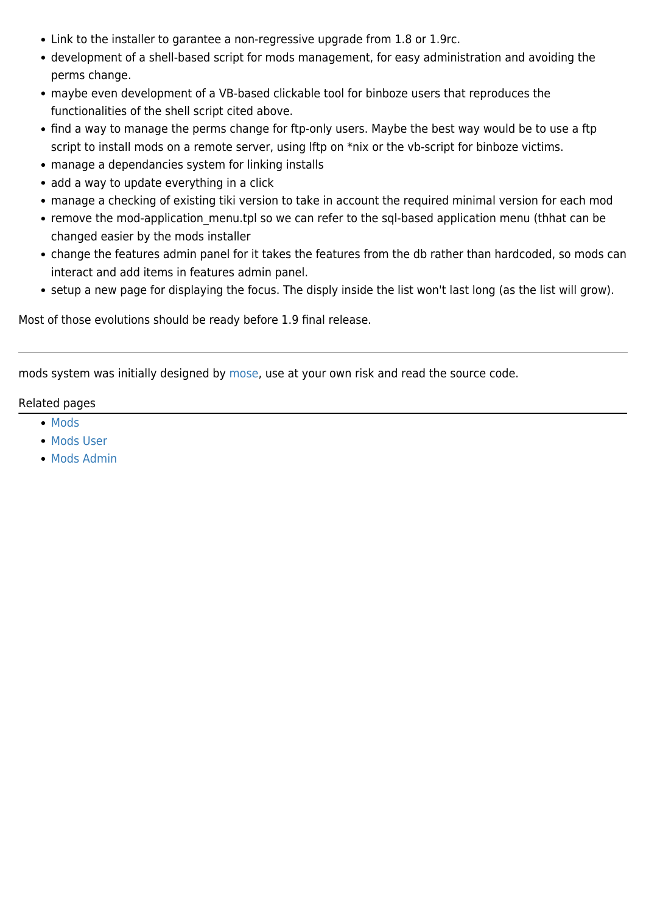- Link to the installer to garantee a non-regressive upgrade from 1.8 or 1.9rc.
- development of a shell-based script for mods management, for easy administration and avoiding the perms change.
- maybe even development of a VB-based clickable tool for binboze users that reproduces the functionalities of the shell script cited above.
- find a way to manage the perms change for ftp-only users. Maybe the best way would be to use a ftp script to install mods on a remote server, using lftp on *nix or the vb-script for binboze victims.
- manage a dependancies system for linking installs
- add a way to update everything in a click
- manage a checking of existing tiki version to take in account the required minimal version for each mod
- remove the mod-application_menu.tpl so we can refer to the sql-based application menu (thhat can be changed easier by the mods installer
- change the features admin panel for it takes the features from the db rather than hardcoded, so mods can interact and add items in features admin panel.
- setup a new page for displaying the focus. The disply inside the list won't last long (as the list will grow).

Most of those evolutions should be ready before 1.9 final release.

---

mods system was initially designed by mose, use at your own risk and read the source code.

Related pages

- Mods
- Mods User
- Mods Admin